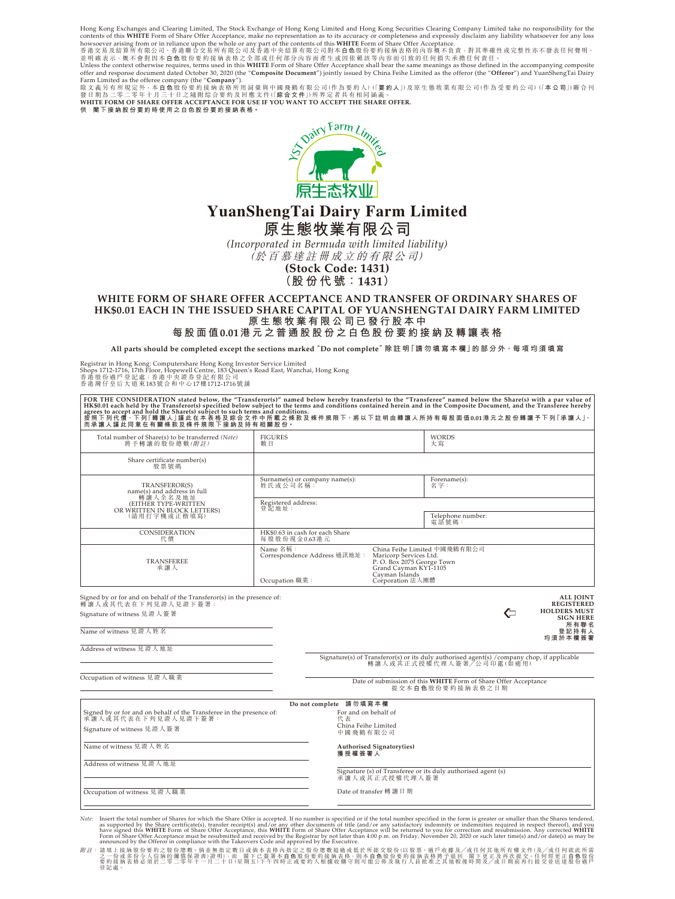Hong Kong Exchanges and Clearing Limited, The Stock Exchange of Hong Kong Limited and Hong Kong Securities Clearing Company Limited take no responsibility for the contents of this **WHITE** Form of Share Offer Acceptance, make no representation as to its accuracy or completeness and expressly disclaim any liability whatsoever for any loss howsoever arising from or in reliance upon the whole or any part of the contents of this **WHITE** Form of Share Offer Acceptance.

香港交易及結算所有限公司、香港聯合交易所有限公司及香港中央結算有限公司對本**白色**股份要約接納表格的內容概不負責，對其準確性或完整性亦不發表任何聲明，並明確表示，概不會對因本**白色**股份要約接納表格之全部或任何部分內容而產生或因依賴該等內容而引致的任何損失承擔任何責任。

Unless the context otherwise requires, terms used in this **WHITE** Form of Share Offer Acceptance shall bear the same meanings as those defined in the accompanying composite offer and response document dated October 30, 2020 (the "**Composite Document**") jointly issued by China Feihe Limited as the offeror (the "**Offeror**") and YuanShengTai Dairy Farm Limited as the offeree company (the "**Company**").

除文義另有所規定外，本**白色**股份要約接納表格所用詞彙與中國飛鶴有限公司(作為要約人)(「**要約人**」)及原生態牧業有限公司(作為受要約公司)(「**本公司**」)聯合刊發日期為二零二零年十月三十日之隨附綜合要約及回應文件(「**綜合文件**」)所界定者具有相同涵義。

**WHITE FORM OF SHARE OFFER ACCEPTANCE FOR USE IF YOU WANT TO ACCEPT THE SHARE OFFER.**
**供 閣下接納股份要約時使用之白色股份要約接納表格。**

# YuanShengTai Dairy Farm Limited
# 原生態牧業有限公司

*(Incorporated in Bermuda with limited liability)*
*(於百慕達註冊成立的有限公司)*
**(Stock Code: 1431)**
**(股份代號：1431)**

## WHITE FORM OF SHARE OFFER ACCEPTANCE AND TRANSFER OF ORDINARY SHARES OF HK$0.01 EACH IN THE ISSUED SHARE CAPITAL OF YUANSHENGTAI DAIRY FARM LIMITED
## 原生態牧業有限公司已發行股本中每股面值0.01港元之普通股股份之白色股份要約接納及轉讓表格

**All parts should be completed except the sections marked "Do not complete" 除註明「請勿填寫本欄」的部分外，每項均須填寫**

Registrar in Hong Kong: Computershare Hong Kong Investor Service Limited
Shops 1712-1716, 17th Floor, Hopewell Centre, 183 Queen's Road East, Wanchai, Hong Kong
香港股份過戶登記處：香港中央證券登記有限公司
香港灣仔皇后大道東183號合和中心17樓1712-1716號舖

**FOR THE CONSIDERATION stated below, the "Transferor(s)" named below hereby transfer(s) to the "Transferee" named below the Share(s) with a par value of HK$0.01 each held by the Transferor(s) specified below subject to the terms and conditions contained herein and in the Composite Document, and the Transferee hereby agrees to accept and hold the Share(s) subject to such terms and conditions.**
**按照下列代價，下列「轉讓人」謹此在本表格及綜合文件中所載之條款及條件規限下，將以下註明由轉讓人所持有每股面值0.01港元之股份轉讓予下列「承讓人」，而承讓人謹此同意在有關條款及條件規限下接納及持有相關股份。**

| | | |
|---|---|---|
| Total number of Share(s) to be transferred *(Note)* 將予轉讓的股份總數*(附註)* | FIGURES 數目 | WORDS 大寫 |
| Share certificate number(s) 股票號碼 | | |
| TRANSFEROR(S) name(s) and address in full 轉讓人全名及地址 (EITHER TYPE-WRITTEN OR WRITTEN IN BLOCK LETTERS) (請用打字機或正楷填寫) | Surname(s) or company name(s): 姓氏或公司名稱： | Forename(s): 名字： |
| | Registered address: 登記地址： | Telephone number: 電話號碼： |
| CONSIDERATION 代價 | HK$0.63 in cash for each Share 每股股份現金0.63港元 | |
| TRANSFEREE 承讓人 | Name 名稱：<br>Correspondence Address 通訊地址：<br>Occupation 職業： | China Feihe Limited 中國飛鶴有限公司<br>Maricorp Services Ltd.<br>P. O. Box 2075 George Town<br>Grand Cayman KY1-1105<br>Cayman Islands<br>Corporation 法人團體 |

Signed by or for and on behalf of the Transferor(s) in the presence of:
轉讓人或其代表在下列見證人見證下簽署：

Signature of witness 見證人簽署

Name of witness 見證人姓名

Address of witness 見證人地址

Occupation of witness 見證人職業

**ALL JOINT REGISTERED HOLDERS MUST SIGN HERE**
**所有聯名登記持有人均須於本欄簽署**

Signature(s) of Transferor(s) or its duly authorised agent(s) /company chop, if applicable
轉讓人或其正式授權代理人簽署／公司印鑑(如適用)

Date of submission of this **WHITE** Form of Share Offer Acceptance
提交本**白色**股份要約接納表格之日期

**Do not complete 請勿填寫本欄**

Signed by or for and on behalf of the Transferee in the presence of:
承讓人或其代表在下列見證人見證下簽署：

Signature of witness 見證人簽署

Name of witness 見證人姓名

Address of witness 見證人地址

Occupation of witness 見證人職業

For and on behalf of
代表
China Feihe Limited
中國飛鶴有限公司

**Authorised Signatory(ies)**
**獲授權簽署人**

Signature (s) of Transferee or its duly authorised agent (s)
承讓人或其正式授權代理人簽署

Date of transfer 轉讓日期

*Note:* Insert the total number of Shares for which the Share Offer is accepted. If no number is specified or if the total number specified in the form is greater or smaller than the Shares tendered, as supported by the Share certificate(s), transfer receipt(s) and/or any other documents of title (and/or any satisfactory indemnity or indemnities required in respect thereof), and you have signed this **WHITE** Form of Share Offer Acceptance, this **WHITE** Form of Share Offer Acceptance will be returned to you for correction and resubmission. Any corrected **WHITE** Form of Share Offer Acceptance must be resubmitted and received by the Registrar by not later than 4:00 p.m. on Friday, November 20, 2020 or such later time(s) and/or date(s) as may be announced by the Offeror in compliance with the Takeovers Code and approved by the Executive.

*附註：* 請填上接納股份要約之股份總數。倘並無指定數目或倘本表格內指定之股份總數超過或低於所提交股份(以股票、過戶收據及／或任何其他所有權文件(及／或任何就此所需之一份或多份令人信納的彌償保證書)證明)，而 閣下已簽署本**白色**股份要約接納表格，則本**白色**股份要約接納表格將予退回 閣下更正及再次提交。任何經更正**白色**股份要約接納表格必須於二零二零年十一月二十日(星期五)下午四時正或要約人根據收購守則可能公佈及執行人員批准之其他較後時間及／或日期前再行提交並送達股份過戶登記處。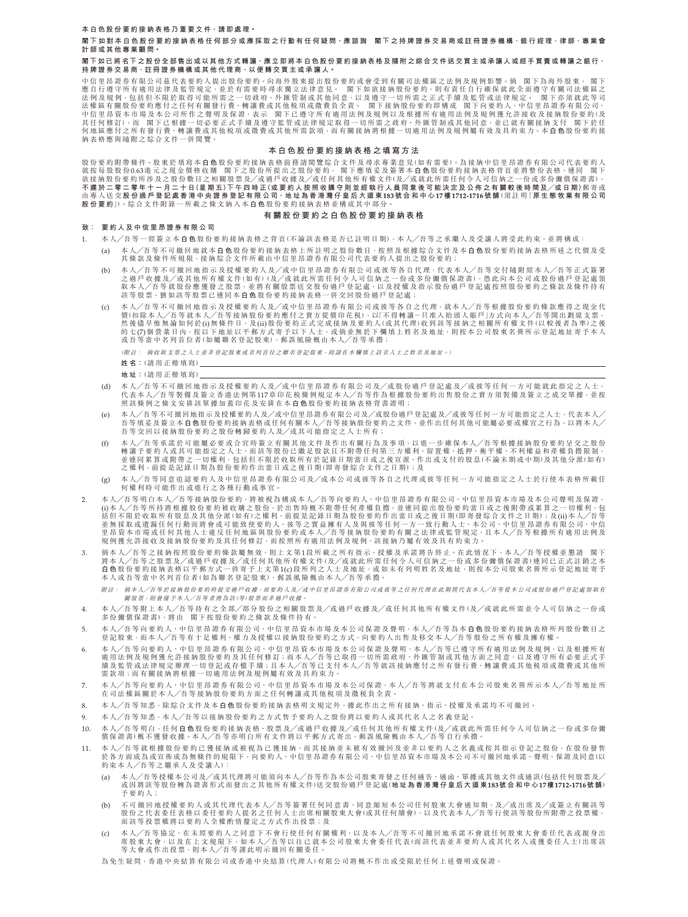**本白色股份要約接納表格乃重要文件，請即處理。**

**閣下如對本白色股份要約接納表格任何部分或應採取之行動有任何疑問，應諮詢　閣下之持牌證券交易商或註冊證券機構、銀行經理、律師、專業會計師或其他專業顧問。**

**閣下如已將名下之股份全部售出或以其他方式轉讓，應立即將本白色股份要約接納表格及隨附之綜合文件送交買主或承讓人或經手買賣或轉讓之銀行、持牌證券交易商、註冊證券機構或其他代理商，以便轉交買主或承讓人。**

中信里昂證券有限公司茲代表要約人提出股份要約。向海外股東提出股份要約或會受到有關司法權區之法例及規例影響。倘　閣下為海外股東，　閣下應自行遵守所有適用法律及監管規定，並於有需要時尋求獨立法律意見。　閣下如欲接納股份要約，則有責任自行全面遵守有關司法權區之法例及規例，包括但不限於取得可能所需之一切政府、外匯管制或其他同意，以及遵守一切所需之正式手續及監管或法律規定。　閣下亦須就此等司法權區有關股份要約應付之任何有關發行費、轉讓費或其他稅項或徵費負全責。　閣下接納股份要約即構成　閣下向要約人、中信里昂證券有限公司、中信里昂資本市場及本公司所作之聲明及保證，表示　閣下已遵守所有適用法例及規例以及根據所有適用法例及規例獲允許接收及接納股份要約(及其任何修訂)，而　閣下已根據一切必要正式手續及遵守監管或法律規定取得一切所需之政府、外匯管制或其他同意，並已就有關接納支付　閣下於任何地區應付之所有發行費、轉讓費或其他稅項或徵費或其他所需款項，而有關接納將根據一切適用法例及規例屬有效及具約束力。本**白色**股份要約接納表格應與隨附之綜合文件一併閱覽。

## 本白色股份要約接納表格之填寫方法

股份要約附帶條件。股東於填寫本**白色**股份要約接納表格前務請閱覽綜合文件及尋求專業意見(如有需要)。為接納中信里昂證券有限公司代表要約人就按每股股份0.63港元之現金價格收購　閣下之股份所提出之股份要約，　閣下應填妥及簽署本**白色**股份要約接納表格背頁並將整份表格，連同　閣下欲接納股份要約所涉及之股份數目之相關股票及／或過戶收據及／或任何其他所有權文件(及／或就此所需任何令人可信納之一份或多份彌償保證書)，**不遲於二零二零年十一月二十日(星期五)下午四時正(或要約人按照收購守則並經執行人員同意後可能決定及公佈之有關較後時間及／或日期)**郵寄或由專人送交**股份過戶登記處香港中央證券登記有限公司，地址為香港灣仔皇后大道東183號合和中心17樓1712-1716號舖**(須註明「**原生態牧業有限公司股份要約**」)。綜合文件附錄一所載之條文納入本**白色**股份要約接納表格並構成其中部分。

## 有關股份要約之白色股份要約接納表格

**致：　要約人及中信里昂證券有限公司**

1. 本人／吾等一經簽立本**白色**股份要約接納表格之背頁(不論該表格是否已註明日期)，本人／吾等之承繼人及受讓人將受此約束，並將構成：

   (a) 本人／吾等不可撤回地就本**白色**股份要約接納表格上所註明之股份數目，按照及根據綜合文件及本**白色**股份要約接納表格所述之代價及受其條款及條件所規限，接納綜合文件所載由中信里昂證券有限公司代表要約人提出之股份要約；

   (b) 本人／吾等不可撤回地指示及授權要約人及／或中信里昂證券有限公司或彼等各自代理，代表本人／吾等交付隨附經本人／吾等正式簽署之過戶收據及／或其他所有權文件(如有)(及／或就此所需任何令人可信納之一份或多份彌償保證書)，憑此向本公司或股份過戶登記處領取本人／吾等就股份應獲發之股票，並將有關股票送交股份過戶登記處，以及授權及指示股份過戶登記處按照股份要約之條款及條件持有該等股票，猶如該等股票已連同本**白色**股份要約接納表格一併交回股份過戶登記處；

   (c) 本人／吾等不可撤回地指示及授權要約人及／或中信里昂證券有限公司或彼等各自之代理，就本人／吾等根據股份要約條款應得之現金代價(扣除本人／吾等就本人／吾等接納股份要約應付之賣方從價印花稅)，以「不得轉讓－只准入抬頭人賬戶」方式向本人／吾等開出劃線支票，然後儘早惟無論如何於(i)無條件日；及(ii)股份要約正式完成接納及要約人(或其代理)收到該等接納之相關所有權文件(以較後者為準)之後的七(7)個營業日內，按以下地址以平郵方式寄予以下人士，或倘並無於下欄填上姓名及地址，則按本公司股東名冊所示登記地址寄予本人或吾等當中名列首位者(如屬聯名登記股東)，郵誤風險概由本人／吾等承擔；

   *(附註：倘收取支票之人士並非登記股東或名列首位之聯名登記股東，則請在本欄填上該名人士之姓名及地址。)*

   **姓名：**(請用正楷填寫)＿＿＿＿＿＿＿＿＿＿＿＿＿＿＿＿＿＿＿＿＿＿＿＿

   **地址：**(請用正楷填寫)＿＿＿＿＿＿＿＿＿＿＿＿＿＿＿＿＿＿＿＿＿＿＿＿

   (d) 本人／吾等不可撤回地指示及授權要約人及／或中信里昂證券有限公司及／或股份過戶登記處及／或彼等任何一方可能就此指定之人士，代表本人／吾等製備及簽立香港法例第117章印花稅條例規定本人／吾等作為根據股份要約出售股份之賣方須製備及簽立之成交單據，並按照該條例之條文安排該單據加蓋印花及安排在本**白色**股份要約接納表格背書證明；

   (e) 本人／吾等不可撤回地指示及授權要約人及／或中信里昂證券有限公司及／或股份過戶登記處及／或彼等任何一方可能指定之人士，代表本人／吾等填妥及簽立本**白色**股份要約接納表格或任何有關本人／吾等接納股份要約之文件，並作出任何其他可能屬必要或權宜之行為，以將本人／吾等交回以接納股份要約之股份轉歸要約人及／或其可能指定之人士所有；

   (f) 本人／吾等承諾於可能屬必要或合宜時簽立有關其他文件及作出有關行為及事項，以進一步確保本人／吾等根據接納股份要約呈交之股份轉讓予要約人或其可能指定之人士，而該等股份已繳足股款且不附帶任何第三方權利、留置權、抵押、衡平權、不利權益和產權負擔限制，並連同累算或附帶之一切權利，包括但不限於收取所有於記錄日期當日或之後宣派、作出或支付的股息(不論末期或中期)及其他分派(如有)之權利，前提是記錄日期為股份要約作出當日或之後日期(即寄發綜合文件之日期)；及

   (g) 本人／吾等同意追認要約人及中信里昂證券有限公司及／或本公司或彼等各自之代理或彼等任何一方可能指定之人士於行使本表格所載任何權利時可能作出或進行之各種行動或事宜。

2. 本人／吾等明白本人／吾等接納股份要約，將被視為構成本人／吾等向要約人、中信里昂證券有限公司、中信里昂資本市場及本公司聲明及保證，(i)本人／吾等所持將根據股份要約被收購之股份，於出售時概不附帶任何產權負擔，並連同提出股份要約當日或之後附帶或累算之一切權利，包括但不限於收取所有股息及其他分派(如有)之權利，前提是記錄日期為股份要約作出當日或之後日期(即寄發綜合文件之日期)；及(ii)本人／吾等並無採取或遺漏任何行動而將會或可能致使要約人，彼等之實益擁有人及與彼等任何一方一致行動人士，本公司，中信里昂證券有限公司，中信里昂資本市場或任何其他人士違反任何地區與股份要約或本人／吾等接納股份要約有關之法律或監管規定，且本人／吾等根據所有適用法例及規例獲允許接收及接納股份要約及其任何修訂，而按照所有適用法例及規例，該接納乃屬有效及具有約束力。

3. 倘本人／吾等之接納按照股份要約條款屬無效，則上文第1段所載之所有指示、授權及承諾將告終止。在此情況下，本人／吾等授權並懇請　閣下將本人／吾等之股票及／或過戶收據及／或任何其他所有權文件(及／或就此所需任何令人可信納之一份或多份彌償保證書)連同已正式註銷之本**白色**股份要約接納表格以平郵方式一併寄予上文第1(c)段所列之人士及地址，或如未有列明姓名及地址，則按本公司股東名冊所示登記地址寄予本人或吾等當中名列首位者(如為聯名登記股東)，郵誤風險概由本人／吾等承擔。

   *附註：倘本人／吾等於接納股份要約時提交過戶收據，而要約人及／或中信里昂證券有限公司或彼等之任何代理在此期間代表本人／吾等從本公司或股份過戶登記處領取有關股票，則發還予本人／吾等者將為該(等)股票而非過戶收據。*

4. 本人／吾等附上本人／吾等持有之全部／部分股份之相關股票及／或過戶收據及／或任何其他所有權文件(及／或就此所需並令人可信納之一份或多份彌償保證書)，將由　閣下按股份要約之條款及條件持有。

5. 本人／吾等向要約人、中信里昂證券有限公司、中信里昂資本市場及本公司保證及聲明，本人／吾等為本**白色**股份要約接納表格所列股份數目之登記股東，而本人／吾等有十足權利、權力及授權以接納股份要約之方式，向要約人出售及移交本人／吾等股份之所有權及擁有權。

6. 本人／吾等向要約人、中信里昂證券有限公司、中信里昂資本市場及本公司保證及聲明，本人／吾等已遵守所有適用法例及規例，以及根據所有適用法例及規例獲允許接納股份要約及其任何修訂；而本人／吾等已取得一切所需政府、外匯管制或其他方面之同意，以及遵守所有必要正式手續及監管或法律規定辦理一切登記或存檔手續；且本人／吾等已支付本人／吾等就該接納應付之所有發行費、轉讓費或其他稅項或徵費或其他所需款項；而有關接納將根據一切適用法例及規例屬有效及具約束力。

7. 本人／吾等向要約人、中信里昂證券有限公司、中信里昂資本市場及本公司保證，本人／吾等將就支付在本公司股東名冊所示本人／吾等地址所在司法權區關於本人／吾等接納股份要約方面之任何轉讓或其他稅項及徵稅負全責。

8. 本人／吾等知悉，除綜合文件及本**白色**股份要約接納表格明文規定外，據此作出之所有接納、指示、授權及承諾均不可撤回。

9. 本人／吾等知悉，本人／吾等以接納股份要約之方式售予要約人之股份將以要約人或其代名人之名義登記。

10. 本人／吾等明白，任何**白色**股份要約接納表格、股票及／或過戶收據及／或任何其他所有權文件(及／或就此所需任何令人可信納之一份或多份彌償保證書)概不獲發收據。本人／吾等亦明白所有文件將以平郵方式寄出，郵誤風險概由本人／吾等自行承擔。

11. 本人／吾等就根據股份要約已獲接納或被視為已獲接納，而其接納並未被有效撤回及並非以要約人之名義或按其指示登記之股份，在股份發售於各方面成為或宣佈成為無條件的規限下，向要約人、中信里昂證券有限公司、中信里昂資本市場及本公司不可撤回地承諾、聲明、保證及同意(以約束本人／吾等之繼承人及受讓人)：

   (a) 本人／吾等授權本公司及／或其代理將可能須向本人／吾等作為本公司股東寄發之任何通告、通函、單據或其他文件或通訊(包括任何股票及／或因將該等股份轉為證書形式而發出之其他所有權文件)送交股份過戶登記處(**地址為香港灣仔皇后大道東183號合和中心17樓1712-1716號舖**)予要約人；

   (b) 不可撤回地授權要約人或其代理代表本人／吾等簽署任何同意書，同意縮短本公司任何股東大會通知期，及／或出席及／或簽立有關該等股份之代表委任表格以委任要約人提名之任何人士出席相關股東大會(或其任何續會)，以及代表本人／吾等行使該等股份所附帶之投票權，而該等投票權將以要約人全權的情酌定之方式作出投票；及

   (c) 本人／吾等協定，在未經要約人之同意下不會行使任何有關權利，以及本人／吾等不可撤回地承諾不會就任何股東大會委任代表或親身出席股東大會，以及在上文規限下，如本人／吾等以往已就本公司股東大會委任代表(而該代表並非要約人或其代名人或獲委任人士)出席該等大會或作出投票，則本人／吾等謹此明示撤回有關委任。

為免生疑問，香港中央結算有限公司或香港中央結算(代理人)有限公司將概不作出或受限於任何上述聲明或保證。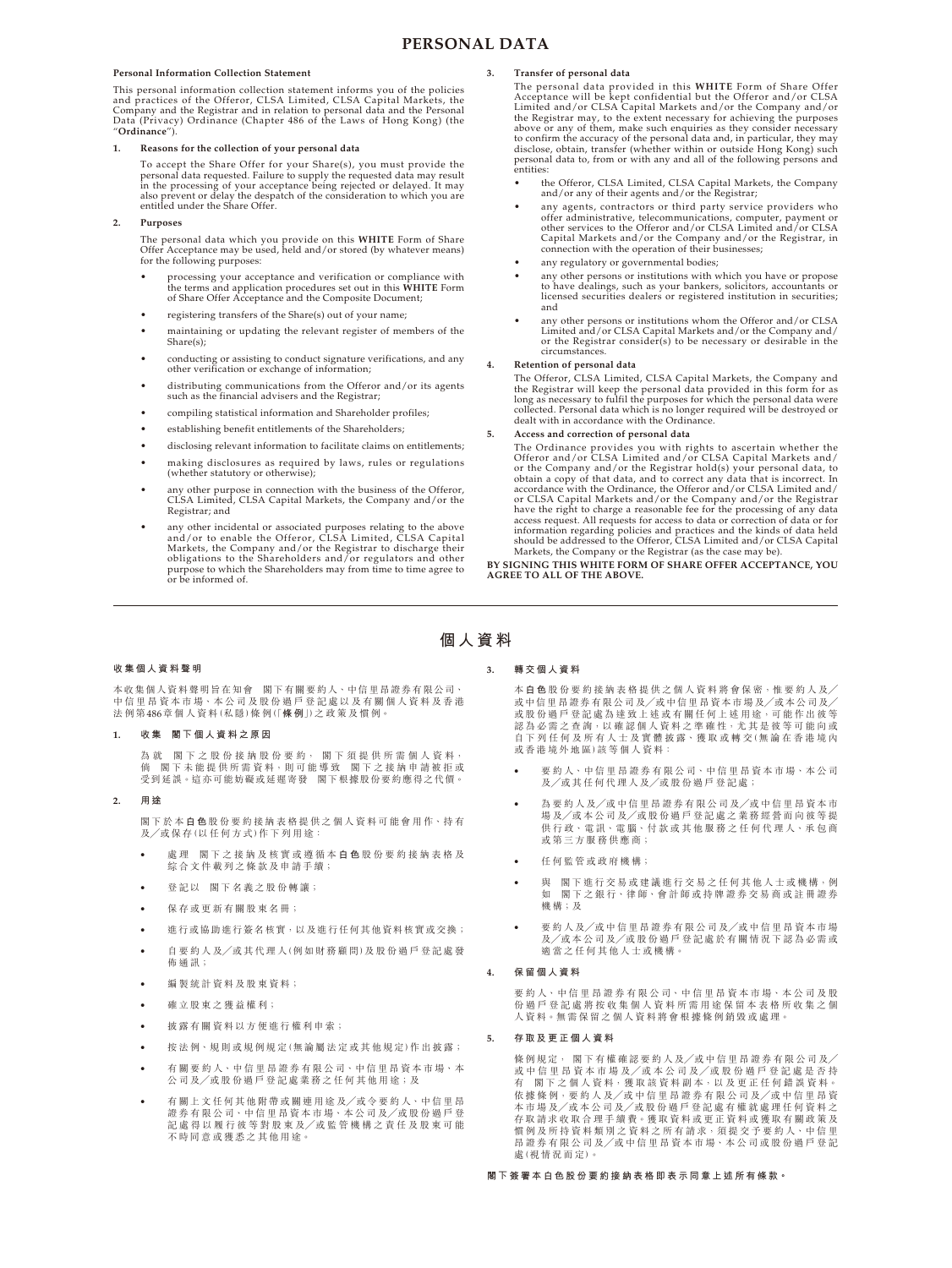# PERSONAL DATA

**Personal Information Collection Statement**

This personal information collection statement informs you of the policies and practices of the Offeror, CLSA Limited, CLSA Capital Markets, the Company and the Registrar and in relation to personal data and the Personal Data (Privacy) Ordinance (Chapter 486 of the Laws of Hong Kong) (the "**Ordinance**").

**1. Reasons for the collection of your personal data**

To accept the Share Offer for your Share(s), you must provide the personal data requested. Failure to supply the requested data may result in the processing of your acceptance being rejected or delayed. It may also prevent or delay the despatch of the consideration to which you are entitled under the Share Offer.

**2. Purposes**

The personal data which you provide on this **WHITE** Form of Share Offer Acceptance may be used, held and/or stored (by whatever means) for the following purposes:

- processing your acceptance and verification or compliance with the terms and application procedures set out in this **WHITE** Form of Share Offer Acceptance and the Composite Document;
- registering transfers of the Share(s) out of your name;
- maintaining or updating the relevant register of members of the Share(s);
- conducting or assisting to conduct signature verifications, and any other verification or exchange of information;
- distributing communications from the Offeror and/or its agents such as the financial advisers and the Registrar;
- compiling statistical information and Shareholder profiles;
- establishing benefit entitlements of the Shareholders;
- disclosing relevant information to facilitate claims on entitlements;
- making disclosures as required by laws, rules or regulations (whether statutory or otherwise);
- any other purpose in connection with the business of the Offeror, CLSA Limited, CLSA Capital Markets, the Company and/or the Registrar; and
- any other incidental or associated purposes relating to the above and/or to enable the Offeror, CLSA Limited, CLSA Capital Markets, the Company and/or the Registrar to discharge their obligations to the Shareholders and/or regulators and other purpose to which the Shareholders may from time to time agree to or be informed of.

**3. Transfer of personal data**

The personal data provided in this **WHITE** Form of Share Offer Acceptance will be kept confidential but the Offeror and/or CLSA Limited and/or CLSA Capital Markets and/or the Company and/or the Registrar may, to the extent necessary for achieving the purposes above or any of them, make such enquiries as they consider necessary to confirm the accuracy of the personal data and, in particular, they may disclose, obtain, transfer (whether within or outside Hong Kong) such personal data to, from or with any and all of the following persons and entities:

- the Offeror, CLSA Limited, CLSA Capital Markets, the Company and/or any of their agents and/or the Registrar;
- any agents, contractors or third party service providers who offer administrative, telecommunications, computer, payment or other services to the Offeror and/or CLSA Limited and/or CLSA Capital Markets and/or the Company and/or the Registrar, in connection with the operation of their businesses;
- any regulatory or governmental bodies;
- any other persons or institutions with which you have or propose to have dealings, such as your bankers, solicitors, accountants or licensed securities dealers or registered institution in securities; and
- any other persons or institutions whom the Offeror and/or CLSA Limited and/or CLSA Capital Markets and/or the Company and/or the Registrar consider(s) to be necessary or desirable in the circumstances.

**4. Retention of personal data**

The Offeror, CLSA Limited, CLSA Capital Markets, the Company and the Registrar will keep the personal data provided in this form for as long as necessary to fulfil the purposes for which the personal data were collected. Personal data which is no longer required will be destroyed or dealt with in accordance with the Ordinance.

**5. Access and correction of personal data**

The Ordinance provides you with rights to ascertain whether the Offeror and/or CLSA Limited and/or CLSA Capital Markets and/or the Company and/or the Registrar hold(s) your personal data, to obtain a copy of that data, and to correct any data that is incorrect. In accordance with the Ordinance, the Offeror and/or CLSA Limited and/or CLSA Capital Markets and/or the Company and/or the Registrar have the right to charge a reasonable fee for the processing of any data access request. All requests for access to data or correction of data or for information regarding policies and practices and the kinds of data held should be addressed to the Offeror, CLSA Limited and/or CLSA Capital Markets, the Company or the Registrar (as the case may be).

**BY SIGNING THIS WHITE FORM OF SHARE OFFER ACCEPTANCE, YOU AGREE TO ALL OF THE ABOVE.**

# 個人資料

**收集個人資料聲明**

本收集個人資料聲明旨在知會 閣下有關要約人、中信里昂證券有限公司、中信里昂資本市場、本公司及股份過戶登記處以及有關個人資料及香港法例第486章個人資料(私隱)條例(「**條例**」)之政策及慣例。

**1. 收集 閣下個人資料之原因**

為就 閣下之股份接納股份要約， 閣下須提供所需個人資料，倘 閣下未能提供所需資料，則可能導致 閣下之接納申請被拒或受到延誤。這亦可能妨礙或延遲寄發 閣下根據股份要約應得之代價。

**2. 用途**

閣下於本**白色**股份要約接納表格提供之個人資料可能會用作、持有及╱或保存(以任何方式)作下列用途：

- 處理 閣下之接納及核實或遵循本**白色**股份要約接納表格及綜合文件載列之條款及申請手續；
- 登記以 閣下名義之股份轉讓；
- 保存或更新有關股東名冊；
- 進行或協助進行簽名核實，以及進行任何其他資料核實或交換；
- 自要約人及╱或其代理人(例如財務顧問)及股份過戶登記處發佈通訊；
- 編製統計資料及股東資料；
- 確立股東之獲益權利；
- 披露有關資料以方便進行權利申索；
- 按法例、規則或規例規定(無論屬法定或其他規定)作出披露；
- 有關要約人、中信里昂證券有限公司、中信里昂資本市場、本公司及╱或股份過戶登記處業務之任何其他用途；及
- 有關上文任何其他附帶或關連用途及╱或令要約人、中信里昂證券有限公司、中信里昂資本市場、本公司及╱或股份過戶登記處得以履行彼等對股東及╱或監管機構之責任及股東可能不時同意或獲悉之其他用途。

**3. 轉交個人資料**

本**白色**股份要約接納表格提供之個人資料將會保密，惟要約人及╱或中信里昂證券有限公司及╱或中信里昂資本市場及╱或本公司及╱或股份過戶登記處為達致上述或有關任何上述用途，可能作出彼等認為必需之查詢，以確認個人資料之準確性，尤其是彼等可能向或自下列任何及所有人士及實體披露、獲取或轉交(無論在香港境內或香港境外地區)該等個人資料：

- 要約人、中信里昂證券有限公司、中信里昂資本市場、本公司及╱或其任何代理人及╱或股份過戶登記處；
- 為要約人及╱或中信里昂證券有限公司及╱或中信里昂資本市場及╱或本公司及╱或股份過戶登記處之業務經營而向彼等提供行政、電訊、電腦、付款或其他服務之任何代理人、承包商或第三方服務供應商；
- 任何監管或政府機構；
- 與 閣下進行交易或建議進行交易之任何其他人士或機構，例如 閣下之銀行、律師、會計師或持牌證券交易商或註冊證券機構；及
- 要約人及╱或中信里昂證券有限公司及╱或中信里昂資本市場及╱或本公司及╱或股份過戶登記處於有關情況下認為必需或適當之任何其他人士或機構。

**4. 保留個人資料**

要約人、中信里昂證券有限公司、中信里昂資本市場、本公司及股份過戶登記處將按收集個人資料所需用途保留本表格所收集之個人資料。無需保留之個人資料將會根據條例銷毀或處理。

**5. 存取及更正個人資料**

條例規定， 閣下有權確認要約人及╱或中信里昂證券有限公司及╱或中信里昂資本市場及╱或本公司及╱或股份過戶登記處是否持有 閣下之個人資料，獲取該資料副本，以及更正任何錯誤資料。依據條例，要約人及╱或中信里昂證券有限公司及╱或中信里昂資本市場及╱或本公司及╱或股份過戶登記處有權就處理任何資料之存取請求收取合理手續費。獲取資料或更正資料或獲取有關政策及慣例及所持資料類別之資料之所有請求，須提交予要約人、中信里昂證券有限公司及╱或中信里昂資本市場、本公司或股份過戶登記處(視情況而定)。

**閣下簽署本白色股份要約接納表格即表示同意上述所有條款。**